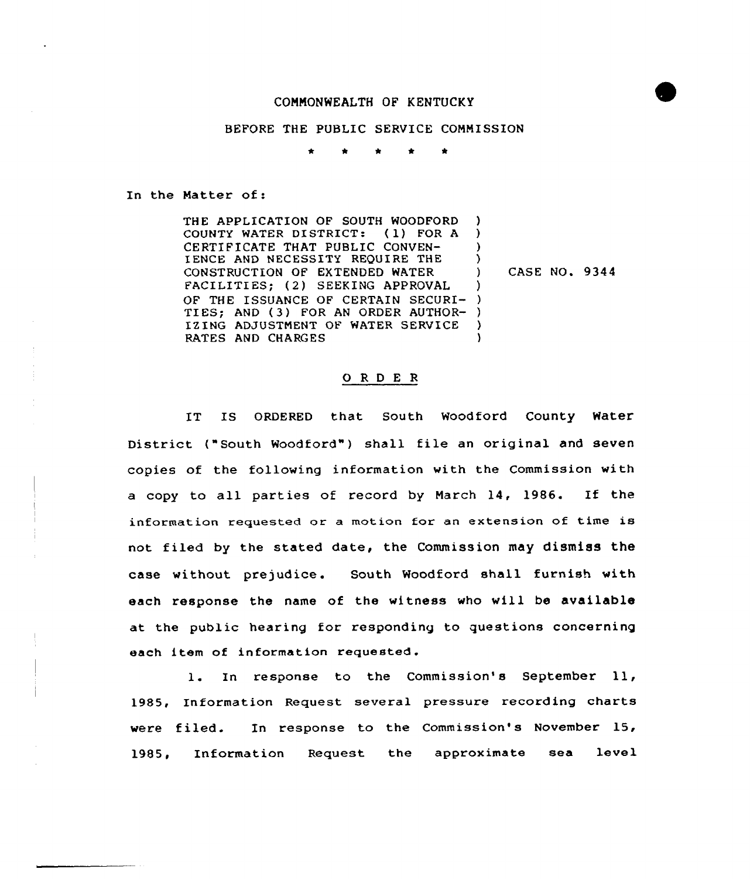COMMONWEALTH OF KENTUCKY

BEFORE THE PUBLIC SERVICE COMMISSION

\* \* \* \* \*

In the Matter of:

THE APPLICATION OF SOUTH WOODFORD COUNTY WATER DISTRICT: (1) FOR A CERTIFICATE THAT PUBLIC CONVENIENCE AND NECESSITY REQUIRE THE CONSTRUCTION OF EXTENDED WATER FACILITIES; (2) SEEKING APPROVAL OF THE ISSUANCE OF CERTAIN SECURITIES; AND (3) FOR AN ORDER AUTHORIZING ADJUSTMENT OF WATER SERVICE RATES AND CHARGES ) CASE NO. 9344

## O R D E R

IT IS ORDERED that South Woodford County Water District ("South Woodford") shall file an original and seven copies of the following information with the Commission with a copy to all parties of record by March 14, 1986. If the information requested or a motion for an extension of time is not filed by the stated date, the Commission may dismiss the case without prejudice. South Woodford shall furnish with each response the name of the witness who will be available at the public hearing for responding to questions concerning each item of information requested.

1. In response to the Commission's September 11, 1985, Information Request several pressure recording charts were filed. In response to the Commission's November 15, 1985, Information Request the approximate sea level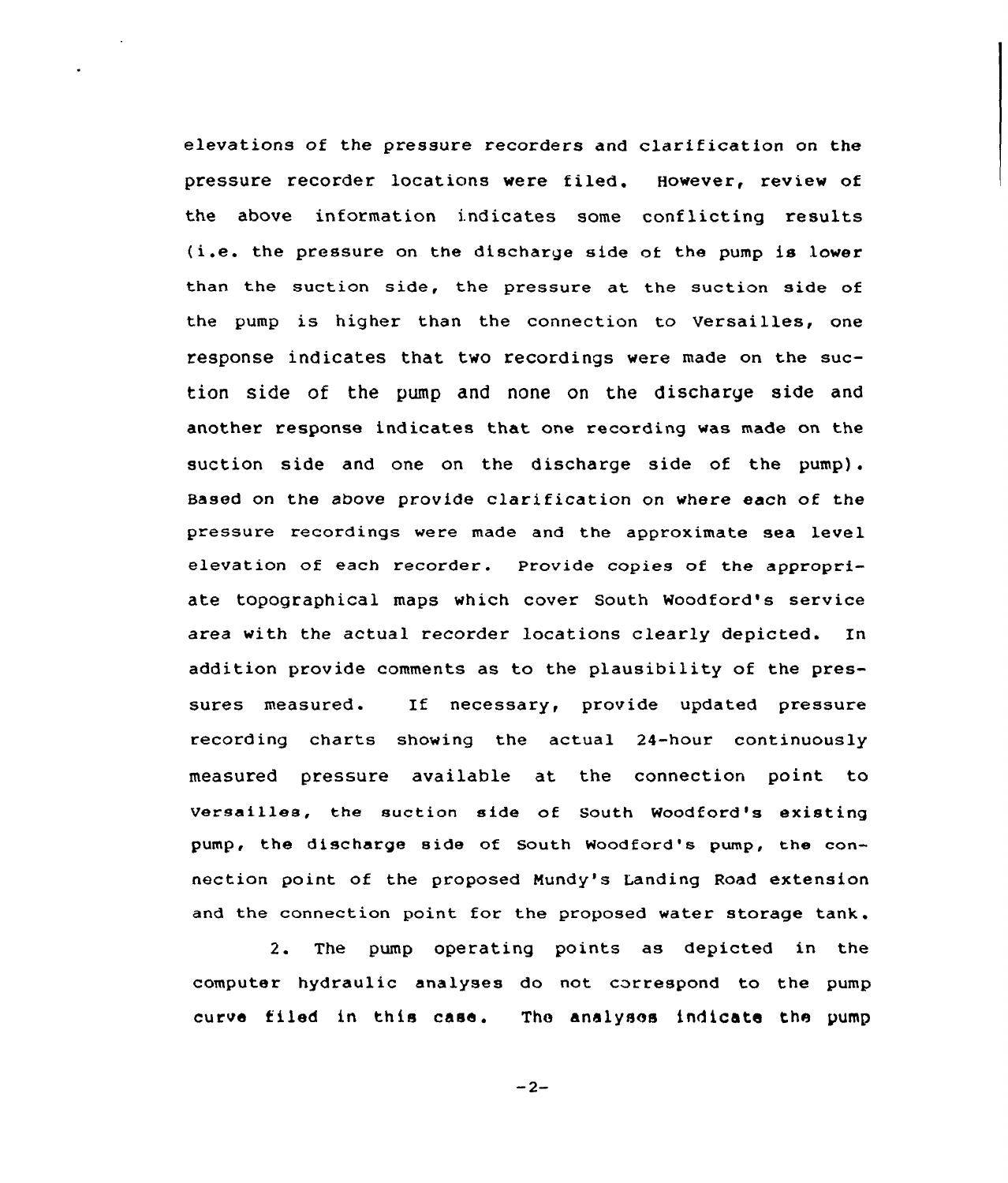elevations of the pressure recorders and clarification on the pressure recorder locations were filed. However, review of the above information indicates some conflicting results (i.e. the pressure on the discharge side of the pump is lower than the suction side, the pressure at the suction side of the pump is higher than the connection to Versailles, one response indicates that two recordings were made on the suction side of the pump and none on the discharge side and another response indicates that one recording was made on the suction side and one on the discharge side of the pump). Based on the above provide clarification on where each of the pressure recordings were made and the approximate sea level elevation of each recorder. Provide copies of the appropriate topographical maps which cover South Woodford's service area with the actual recorder locations clearly depicted. In addition provide comments as to the plausibility of the pressures measured. If necessary, provide updated pressure recording charts showing the actual 24-hour continuously measured pressure available at the connection point to Versailles, the suction side of South Woodford's existing pump, the discharge side of South Woodford's pump, the connection point of the proposed Mundy's Landing Road extension and the connection point for the proposed water storage tank.

2. The pump operating points as depicted in the computer hydraulic analyses do not correspond to the pump curve filed in this case. The analyses indicate the pump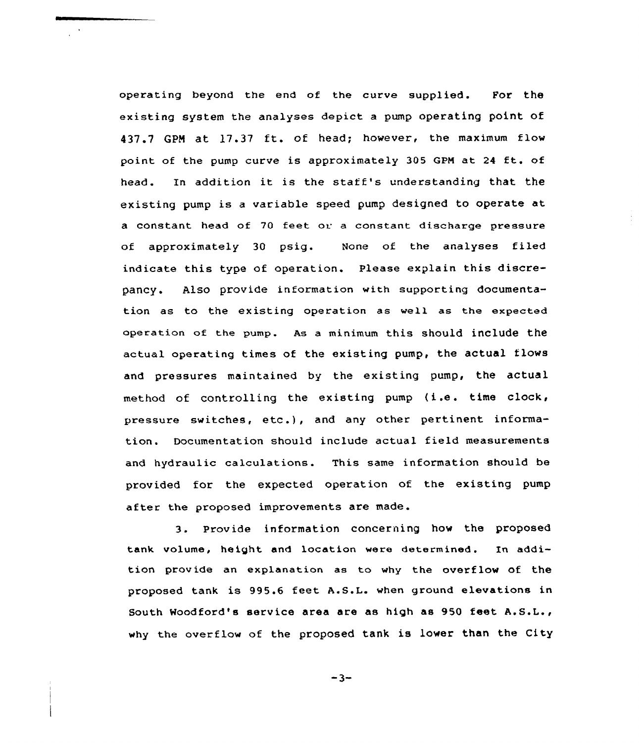operating beyond the end of the curve supplied. For the existing system the analyses depict a pump operating point of 437.7 GPM at 17.37 ft. of head; however, the maximum flow point of the pump curve is approximately 305 GPM at 24 ft. of head. In addition it is the staff's understanding that the existing pump is a variable speed pump designed to operate at a constant head of 70 feet or a constant discharge pressure of approximately 30 psig. None of the analyses filed indicate this type of operation. Please explain this discrepancy. Also provide information with supporting documentation as to the existing operation as well as the expected operation of the pump. As a minimum this should include the actual operating times of the existing pump, the actual flows and pressures maintained by the existing pump, the actual method of controlling the existing pump (i.e. time clock, pressure switches, etc.), and any other pertinent information. Documentation should include actual field measurements and hydraulic calculations. This same information should be provided for the expected operation of the existing pump after the proposed improvements are made.

3. Provide information concerning how the proposed tank volume, height and location were determined. In addition provide an explanation as to why the overflow of the proposed tank is 995.6 feet A.S.L. when ground elevations in South Woodford's service area are as high as 950 feet A.S.L., why the overflow of the proposed tank is lower than the City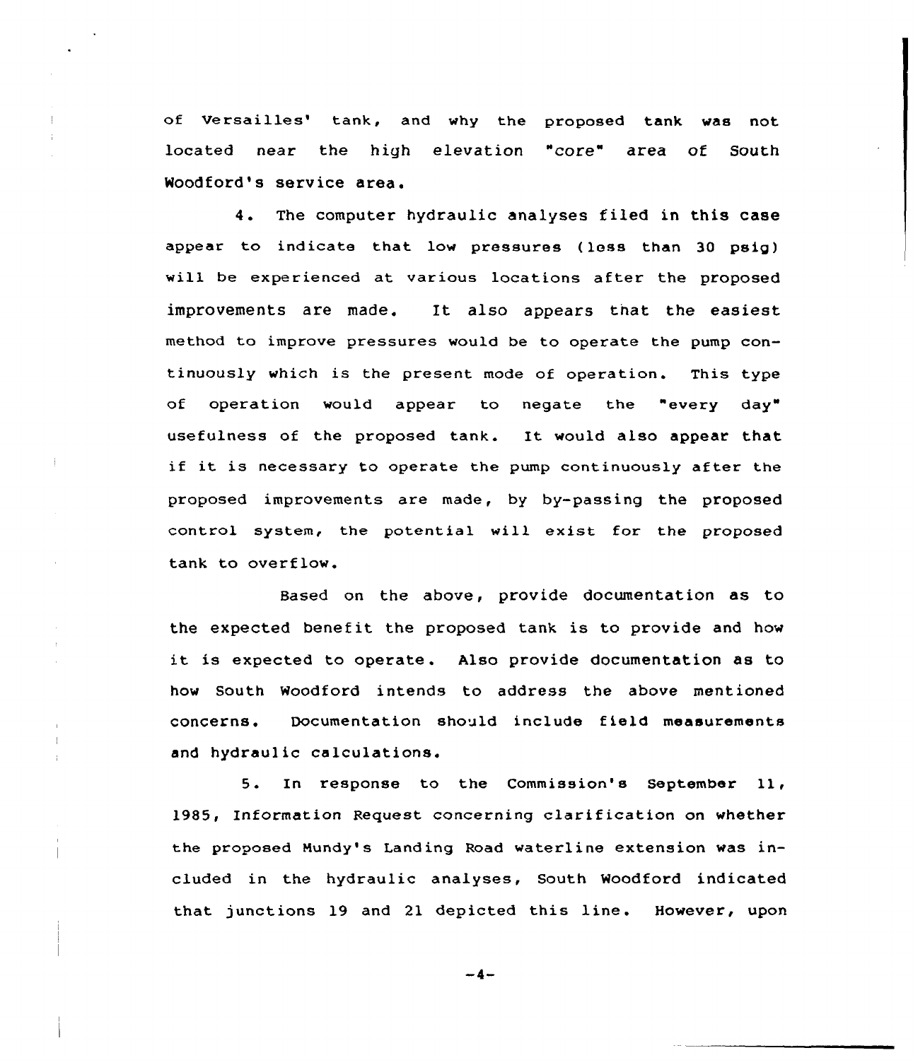of Versailles' tank, and why the proposed tank was not located near the high elevation "core" area of South Woodford's service area.

4. The computer hydraulic analyses filed in this case appear to indicate that low pressures (less than 30 psig) will be experienced at various locations after the proposed improvements are made. It also appears that the easiest method to improve pressures would be to operate the pump continuously which is the present mode of operation. This type of operation would appear to negate the "every day" usefulness of the proposed tank. It would also appear that if it is necessary to operate the pump continuously after the proposed improvements are made, by by-passing the proposed control system, the potential will exist for the proposed tank to overflow.

Based on the above, provide documentation as to the expected benefit the proposed tank is to provide and how it is expected to operate. Also provide documentation as to how South Woodford intends to address the above mentioned concerns. Documentation should include field measurements and hydraulic calculations.

5. In response to the Commission's September 11, 1985, Information Request concerning clarification on whether the proposed Mundy's Landing Road waterline extension was included in the hydraulic analyses, South Woodford indicated that junctions 19 and 21 depicted this line. However, upon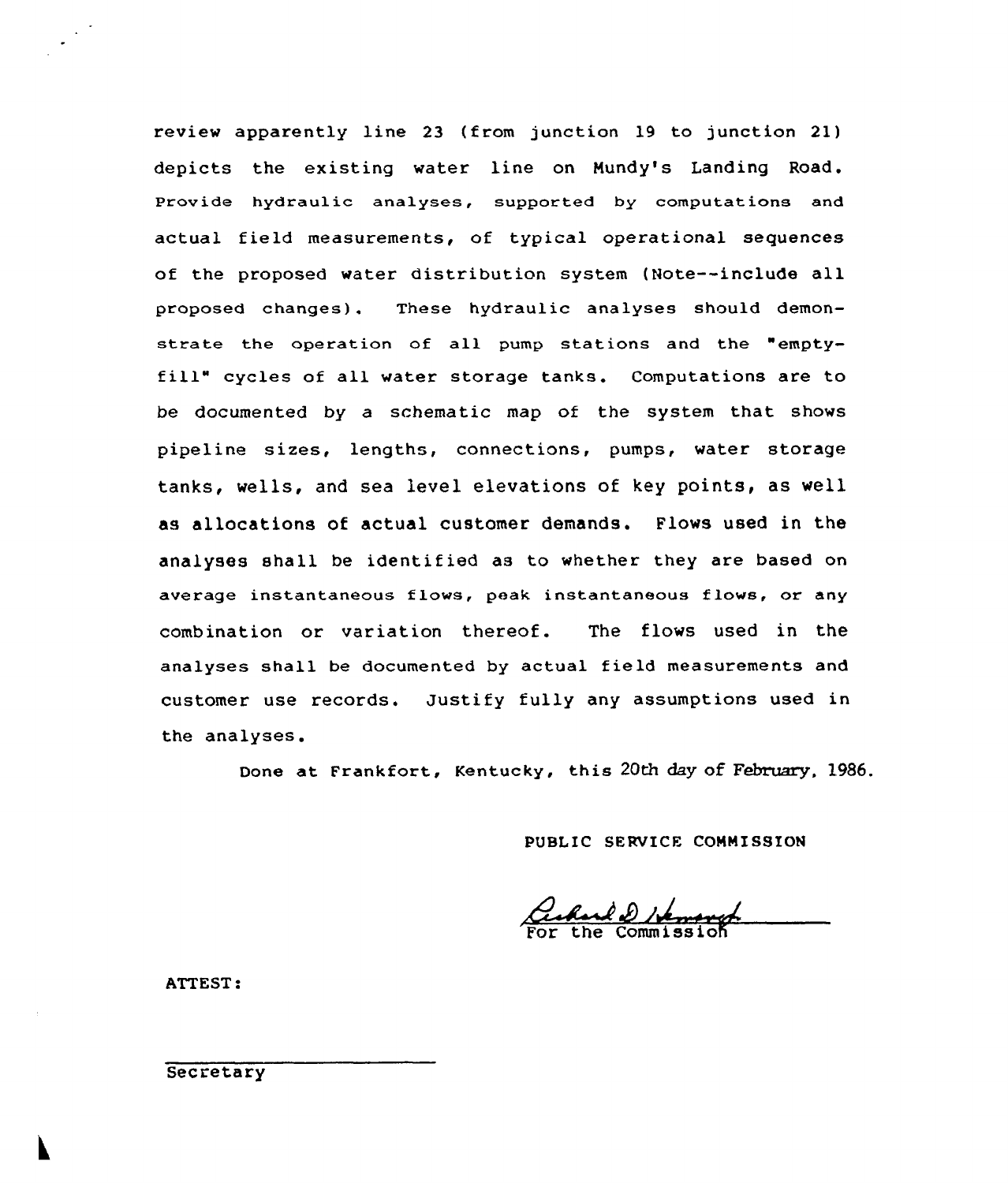review apparently line 23 (from junction 19 to junction 21) depicts the existing water line on Mundy's Landing Road. Provide hydraulic analyses, supported by computations and actual field measurements, of typical operational sequences of the proposed water distribution system (Note--include all proposed changes). These hydraulic analyses should demonstrate the operation of all pump stations and the "empty-fill" cycles of all water storage tanks. Computations are to be documented by a schematic map of the system that shows pipeline sizes, lengths, connections, pumps, water storage tanks, wells, and sea level elevations of key points, as well as allocations of actual customer demands. Flows used in the analyses shall be identified as to whether they are based on average instantaneous flows, peak instantaneous flows, or any combination or variation thereof. The flows used in the analyses shall be documented by actual field measurements and customer use records. Justify fully any assumptions used in the analyses.

Done at Frankfort, Kentucky, this 20th day of February, 1986.

PUBLIC SERVICE COMMISSION

For the Commission

ATTEST:

Secretary